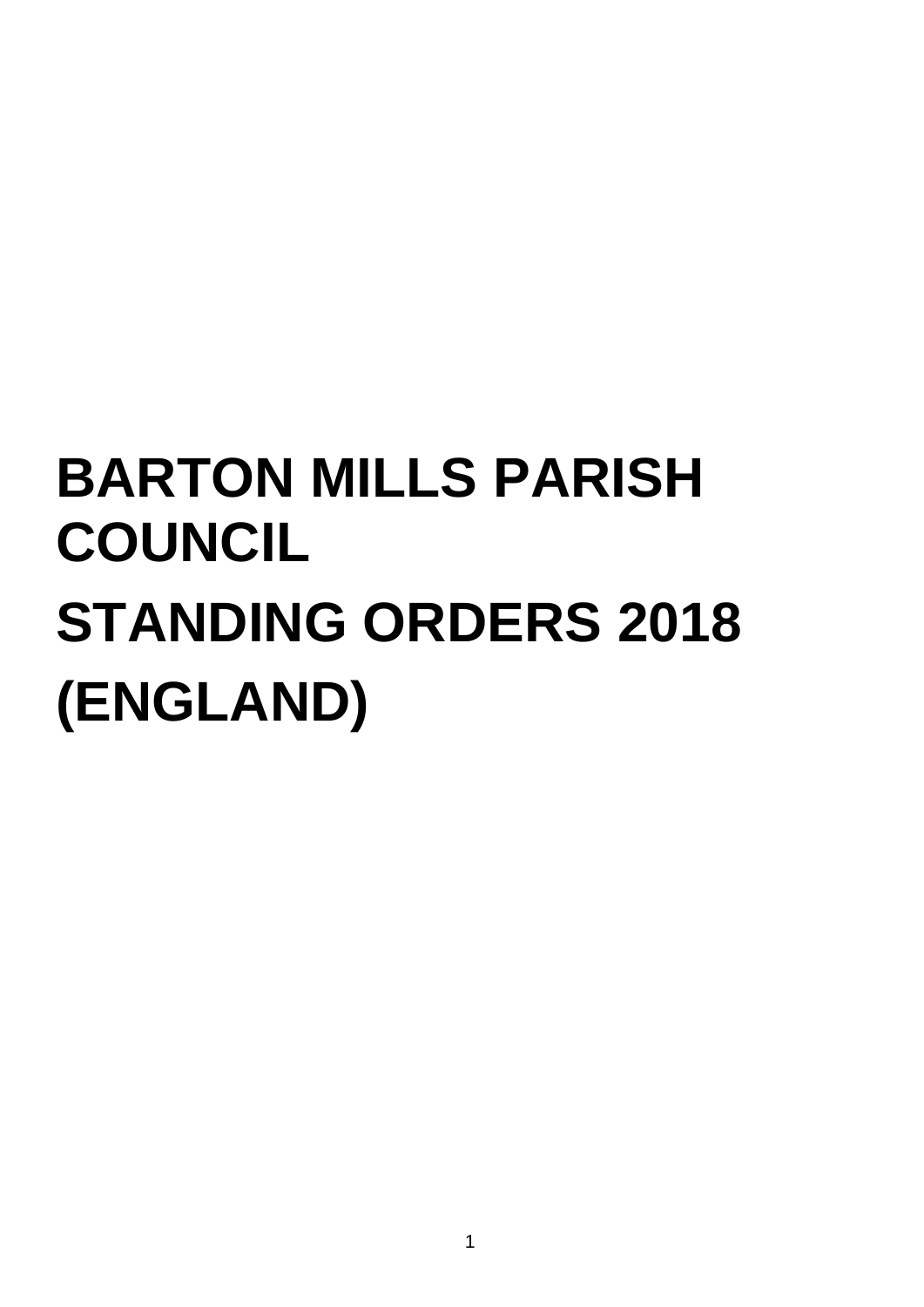# BARTON MILLS PARISH COUNCIL

# STANDING ORDERS 2018

# (ENGLAND)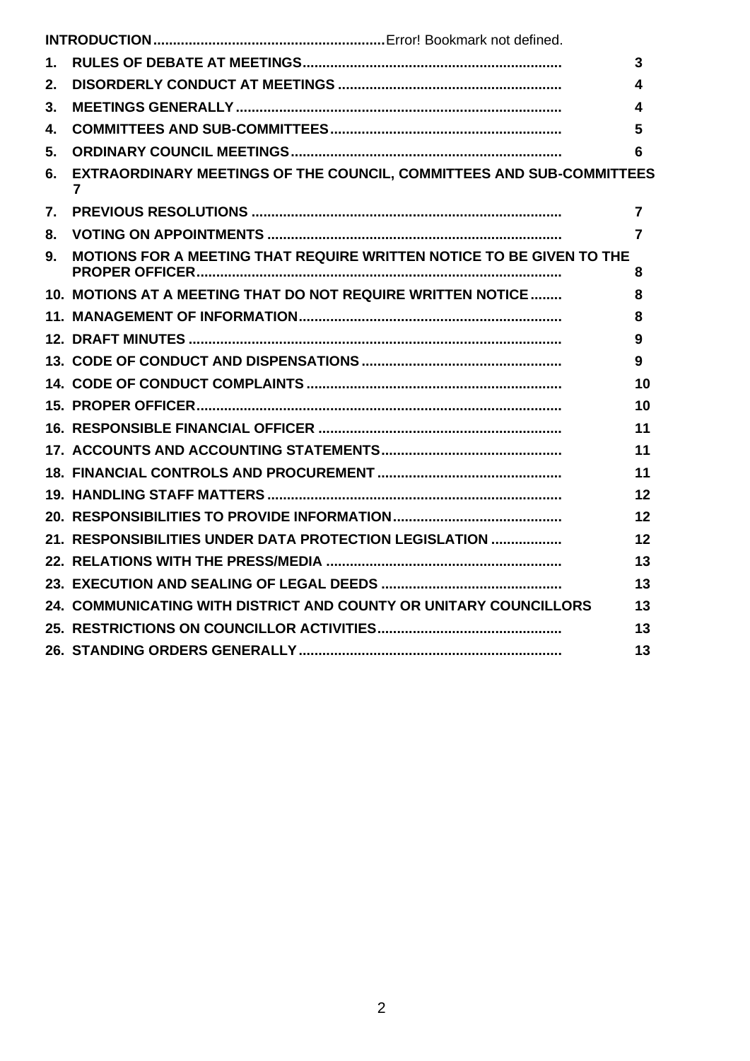| | | |
|---|---|---|
| **INTRODUCTION** | Error! Bookmark not defined. | |
| **1.** | **RULES OF DEBATE AT MEETINGS** | **3** |
| **2.** | **DISORDERLY CONDUCT AT MEETINGS** | **4** |
| **3.** | **MEETINGS GENERALLY** | **4** |
| **4.** | **COMMITTEES AND SUB-COMMITTEES** | **5** |
| **5.** | **ORDINARY COUNCIL MEETINGS** | **6** |
| **6.** | **EXTRAORDINARY MEETINGS OF THE COUNCIL, COMMITTEES AND SUB-COMMITTEES** | **7** |
| **7.** | **PREVIOUS RESOLUTIONS** | **7** |
| **8.** | **VOTING ON APPOINTMENTS** | **7** |
| **9.** | **MOTIONS FOR A MEETING THAT REQUIRE WRITTEN NOTICE TO BE GIVEN TO THE PROPER OFFICER** | **8** |
| **10.** | **MOTIONS AT A MEETING THAT DO NOT REQUIRE WRITTEN NOTICE** | **8** |
| **11.** | **MANAGEMENT OF INFORMATION** | **8** |
| **12.** | **DRAFT MINUTES** | **9** |
| **13.** | **CODE OF CONDUCT AND DISPENSATIONS** | **9** |
| **14.** | **CODE OF CONDUCT COMPLAINTS** | **10** |
| **15.** | **PROPER OFFICER** | **10** |
| **16.** | **RESPONSIBLE FINANCIAL OFFICER** | **11** |
| **17.** | **ACCOUNTS AND ACCOUNTING STATEMENTS** | **11** |
| **18.** | **FINANCIAL CONTROLS AND PROCUREMENT** | **11** |
| **19.** | **HANDLING STAFF MATTERS** | **12** |
| **20.** | **RESPONSIBILITIES TO PROVIDE INFORMATION** | **12** |
| **21.** | **RESPONSIBILITIES UNDER DATA PROTECTION LEGISLATION** | **12** |
| **22.** | **RELATIONS WITH THE PRESS/MEDIA** | **13** |
| **23.** | **EXECUTION AND SEALING OF LEGAL DEEDS** | **13** |
| **24.** | **COMMUNICATING WITH DISTRICT AND COUNTY OR UNITARY COUNCILLORS** | **13** |
| **25.** | **RESTRICTIONS ON COUNCILLOR ACTIVITIES** | **13** |
| **26.** | **STANDING ORDERS GENERALLY** | **13** |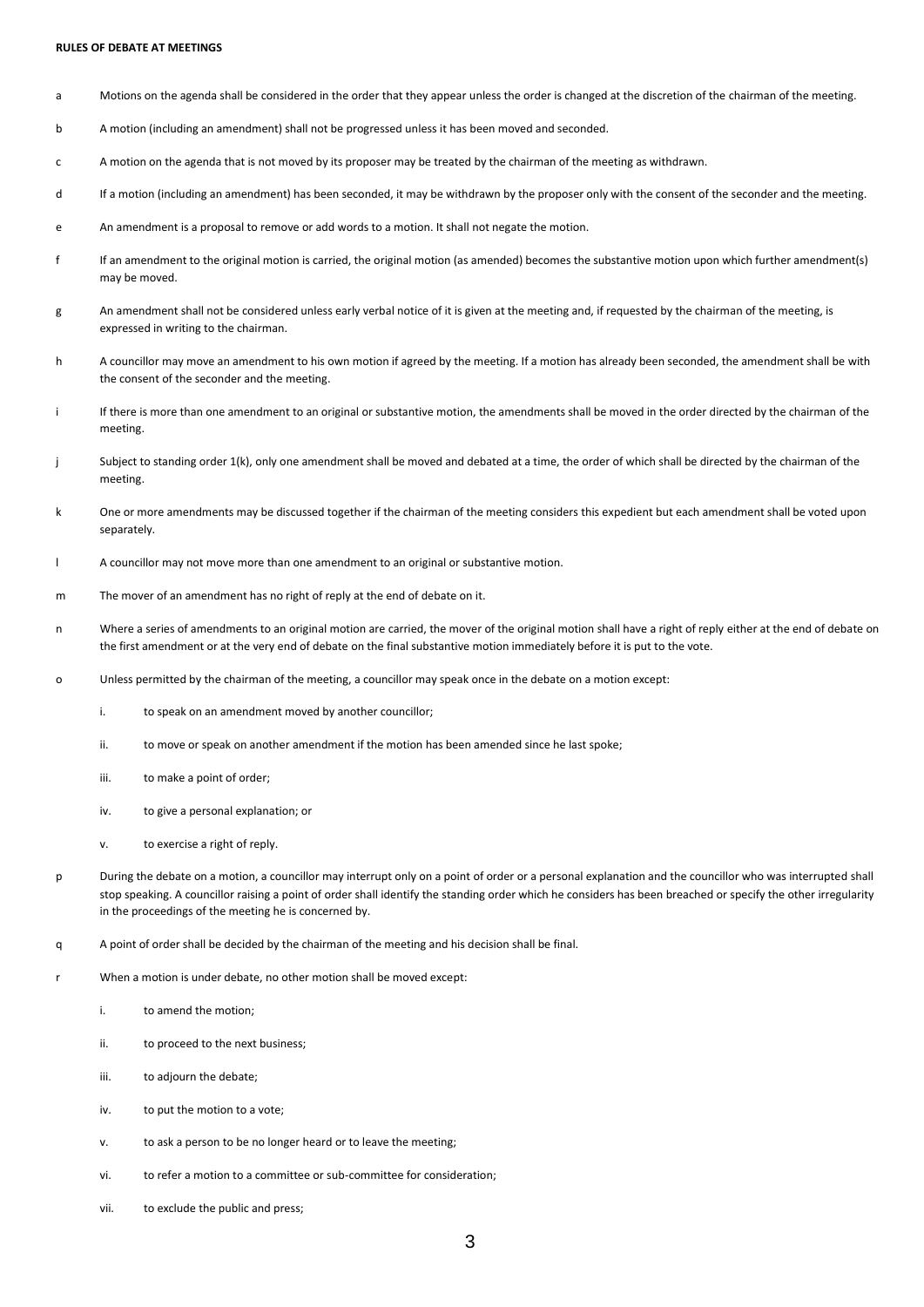**RULES OF DEBATE AT MEETINGS**

a Motions on the agenda shall be considered in the order that they appear unless the order is changed at the discretion of the chairman of the meeting.

b A motion (including an amendment) shall not be progressed unless it has been moved and seconded.

c A motion on the agenda that is not moved by its proposer may be treated by the chairman of the meeting as withdrawn.

d If a motion (including an amendment) has been seconded, it may be withdrawn by the proposer only with the consent of the seconder and the meeting.

e An amendment is a proposal to remove or add words to a motion. It shall not negate the motion.

f If an amendment to the original motion is carried, the original motion (as amended) becomes the substantive motion upon which further amendment(s) may be moved.

g An amendment shall not be considered unless early verbal notice of it is given at the meeting and, if requested by the chairman of the meeting, is expressed in writing to the chairman.

h A councillor may move an amendment to his own motion if agreed by the meeting. If a motion has already been seconded, the amendment shall be with the consent of the seconder and the meeting.

i If there is more than one amendment to an original or substantive motion, the amendments shall be moved in the order directed by the chairman of the meeting.

j Subject to standing order 1(k), only one amendment shall be moved and debated at a time, the order of which shall be directed by the chairman of the meeting.

k One or more amendments may be discussed together if the chairman of the meeting considers this expedient but each amendment shall be voted upon separately.

l A councillor may not move more than one amendment to an original or substantive motion.

m The mover of an amendment has no right of reply at the end of debate on it.

n Where a series of amendments to an original motion are carried, the mover of the original motion shall have a right of reply either at the end of debate on the first amendment or at the very end of debate on the final substantive motion immediately before it is put to the vote.

o Unless permitted by the chairman of the meeting, a councillor may speak once in the debate on a motion except:

- i. to speak on an amendment moved by another councillor;
- ii. to move or speak on another amendment if the motion has been amended since he last spoke;
- iii. to make a point of order;
- iv. to give a personal explanation; or
- v. to exercise a right of reply.

p During the debate on a motion, a councillor may interrupt only on a point of order or a personal explanation and the councillor who was interrupted shall stop speaking. A councillor raising a point of order shall identify the standing order which he considers has been breached or specify the other irregularity in the proceedings of the meeting he is concerned by.

q A point of order shall be decided by the chairman of the meeting and his decision shall be final.

r When a motion is under debate, no other motion shall be moved except:

- i. to amend the motion;
- ii. to proceed to the next business;
- iii. to adjourn the debate;
- iv. to put the motion to a vote;
- v. to ask a person to be no longer heard or to leave the meeting;
- vi. to refer a motion to a committee or sub-committee for consideration;
- vii. to exclude the public and press;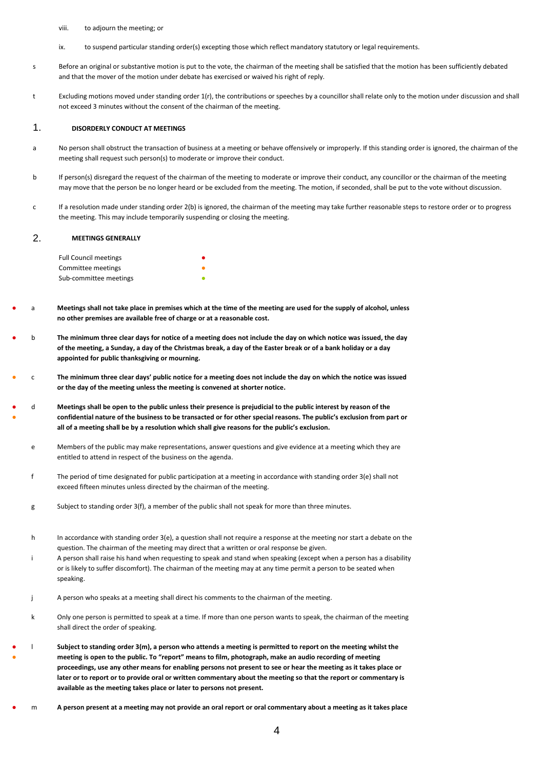viii. to adjourn the meeting; or

ix. to suspend particular standing order(s) excepting those which reflect mandatory statutory or legal requirements.

s Before an original or substantive motion is put to the vote, the chairman of the meeting shall be satisfied that the motion has been sufficiently debated and that the mover of the motion under debate has exercised or waived his right of reply.

t Excluding motions moved under standing order 1(r), the contributions or speeches by a councillor shall relate only to the motion under discussion and shall not exceed 3 minutes without the consent of the chairman of the meeting.

## 1. DISORDERLY CONDUCT AT MEETINGS

a No person shall obstruct the transaction of business at a meeting or behave offensively or improperly. If this standing order is ignored, the chairman of the meeting shall request such person(s) to moderate or improve their conduct.

b If person(s) disregard the request of the chairman of the meeting to moderate or improve their conduct, any councillor or the chairman of the meeting may move that the person be no longer heard or be excluded from the meeting. The motion, if seconded, shall be put to the vote without discussion.

c If a resolution made under standing order 2(b) is ignored, the chairman of the meeting may take further reasonable steps to restore order or to progress the meeting. This may include temporarily suspending or closing the meeting.

## 2. MEETINGS GENERALLY

| | |
|---|---|
| Full Council meetings | ● (red) |
| Committee meetings | ● (orange) |
| Sub-committee meetings | ● (green) |

● a **Meetings shall not take place in premises which at the time of the meeting are used for the supply of alcohol, unless no other premises are available free of charge or at a reasonable cost.**

● b **The minimum three clear days for notice of a meeting does not include the day on which notice was issued, the day of the meeting, a Sunday, a day of the Christmas break, a day of the Easter break or of a bank holiday or a day appointed for public thanksgiving or mourning.**

● c **The minimum three clear days' public notice for a meeting does not include the day on which the notice was issued or the day of the meeting unless the meeting is convened at shorter notice.**

● ● d **Meetings shall be open to the public unless their presence is prejudicial to the public interest by reason of the confidential nature of the business to be transacted or for other special reasons. The public's exclusion from part or all of a meeting shall be by a resolution which shall give reasons for the public's exclusion.**

e Members of the public may make representations, answer questions and give evidence at a meeting which they are entitled to attend in respect of the business on the agenda.

f The period of time designated for public participation at a meeting in accordance with standing order 3(e) shall not exceed fifteen minutes unless directed by the chairman of the meeting.

g Subject to standing order 3(f), a member of the public shall not speak for more than three minutes.

h In accordance with standing order 3(e), a question shall not require a response at the meeting nor start a debate on the question. The chairman of the meeting may direct that a written or oral response be given.

i A person shall raise his hand when requesting to speak and stand when speaking (except when a person has a disability or is likely to suffer discomfort). The chairman of the meeting may at any time permit a person to be seated when speaking.

j A person who speaks at a meeting shall direct his comments to the chairman of the meeting.

k Only one person is permitted to speak at a time. If more than one person wants to speak, the chairman of the meeting shall direct the order of speaking.

● ● l **Subject to standing order 3(m), a person who attends a meeting is permitted to report on the meeting whilst the meeting is open to the public. To "report" means to film, photograph, make an audio recording of meeting proceedings, use any other means for enabling persons not present to see or hear the meeting as it takes place or later or to report or to provide oral or written commentary about the meeting so that the report or commentary is available as the meeting takes place or later to persons not present.**

● m **A person present at a meeting may not provide an oral report or oral commentary about a meeting as it takes place**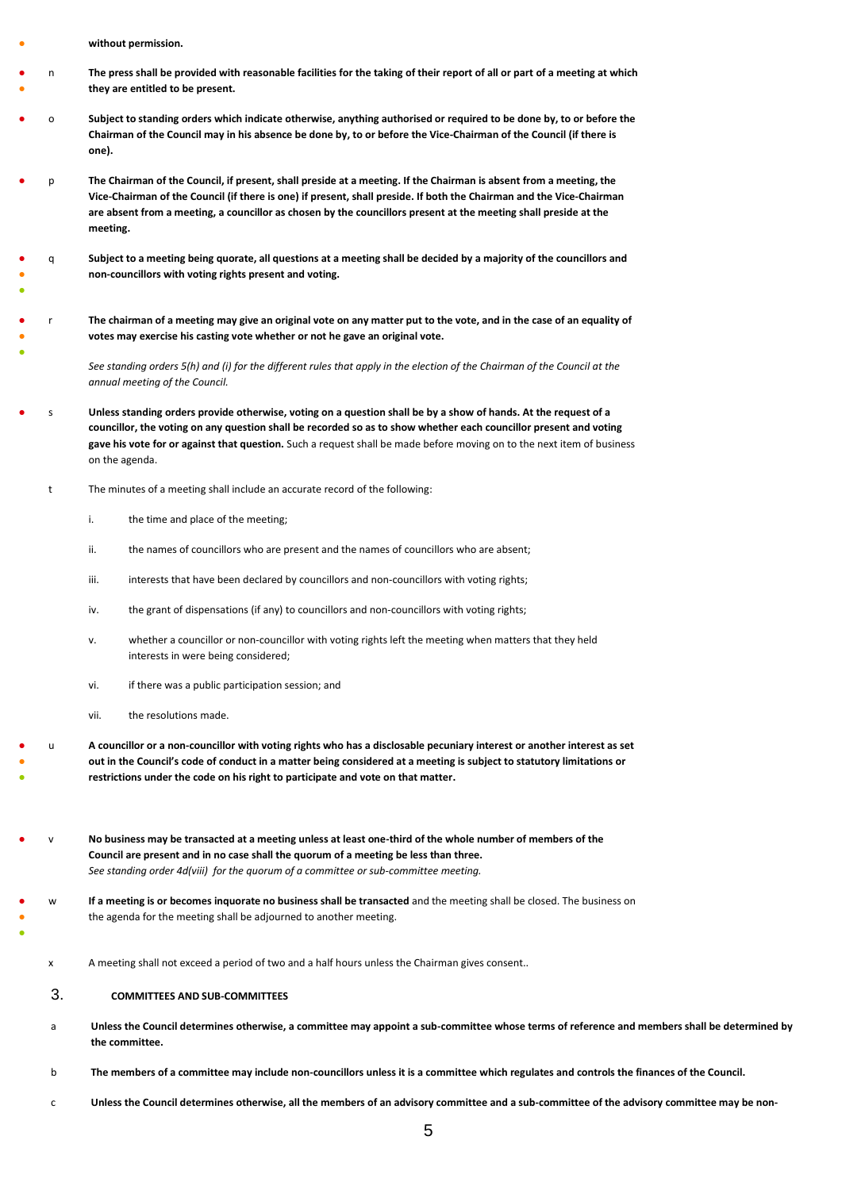**without permission.**

n **The press shall be provided with reasonable facilities for the taking of their report of all or part of a meeting at which they are entitled to be present.**

o **Subject to standing orders which indicate otherwise, anything authorised or required to be done by, to or before the Chairman of the Council may in his absence be done by, to or before the Vice-Chairman of the Council (if there is one).**

p **The Chairman of the Council, if present, shall preside at a meeting. If the Chairman is absent from a meeting, the Vice-Chairman of the Council (if there is one) if present, shall preside. If both the Chairman and the Vice-Chairman are absent from a meeting, a councillor as chosen by the councillors present at the meeting shall preside at the meeting.**

q **Subject to a meeting being quorate, all questions at a meeting shall be decided by a majority of the councillors and non-councillors with voting rights present and voting.**

r **The chairman of a meeting may give an original vote on any matter put to the vote, and in the case of an equality of votes may exercise his casting vote whether or not he gave an original vote.**

*See standing orders 5(h) and (i) for the different rules that apply in the election of the Chairman of the Council at the annual meeting of the Council.*

s **Unless standing orders provide otherwise, voting on a question shall be by a show of hands. At the request of a councillor, the voting on any question shall be recorded so as to show whether each councillor present and voting gave his vote for or against that question.** Such a request shall be made before moving on to the next item of business on the agenda.

t The minutes of a meeting shall include an accurate record of the following:

i. the time and place of the meeting;

ii. the names of councillors who are present and the names of councillors who are absent;

iii. interests that have been declared by councillors and non-councillors with voting rights;

iv. the grant of dispensations (if any) to councillors and non-councillors with voting rights;

v. whether a councillor or non-councillor with voting rights left the meeting when matters that they held interests in were being considered;

vi. if there was a public participation session; and

vii. the resolutions made.

u **A councillor or a non-councillor with voting rights who has a disclosable pecuniary interest or another interest as set out in the Council's code of conduct in a matter being considered at a meeting is subject to statutory limitations or restrictions under the code on his right to participate and vote on that matter.**

v **No business may be transacted at a meeting unless at least one-third of the whole number of members of the Council are present and in no case shall the quorum of a meeting be less than three.**
*See standing order 4d(viii) for the quorum of a committee or sub-committee meeting.*

w **If a meeting is or becomes inquorate no business shall be transacted** and the meeting shall be closed. The business on the agenda for the meeting shall be adjourned to another meeting.

x A meeting shall not exceed a period of two and a half hours unless the Chairman gives consent..

## 3. COMMITTEES AND SUB-COMMITTEES

a **Unless the Council determines otherwise, a committee may appoint a sub-committee whose terms of reference and members shall be determined by the committee.**

b **The members of a committee may include non-councillors unless it is a committee which regulates and controls the finances of the Council.**

c **Unless the Council determines otherwise, all the members of an advisory committee and a sub-committee of the advisory committee may be non-**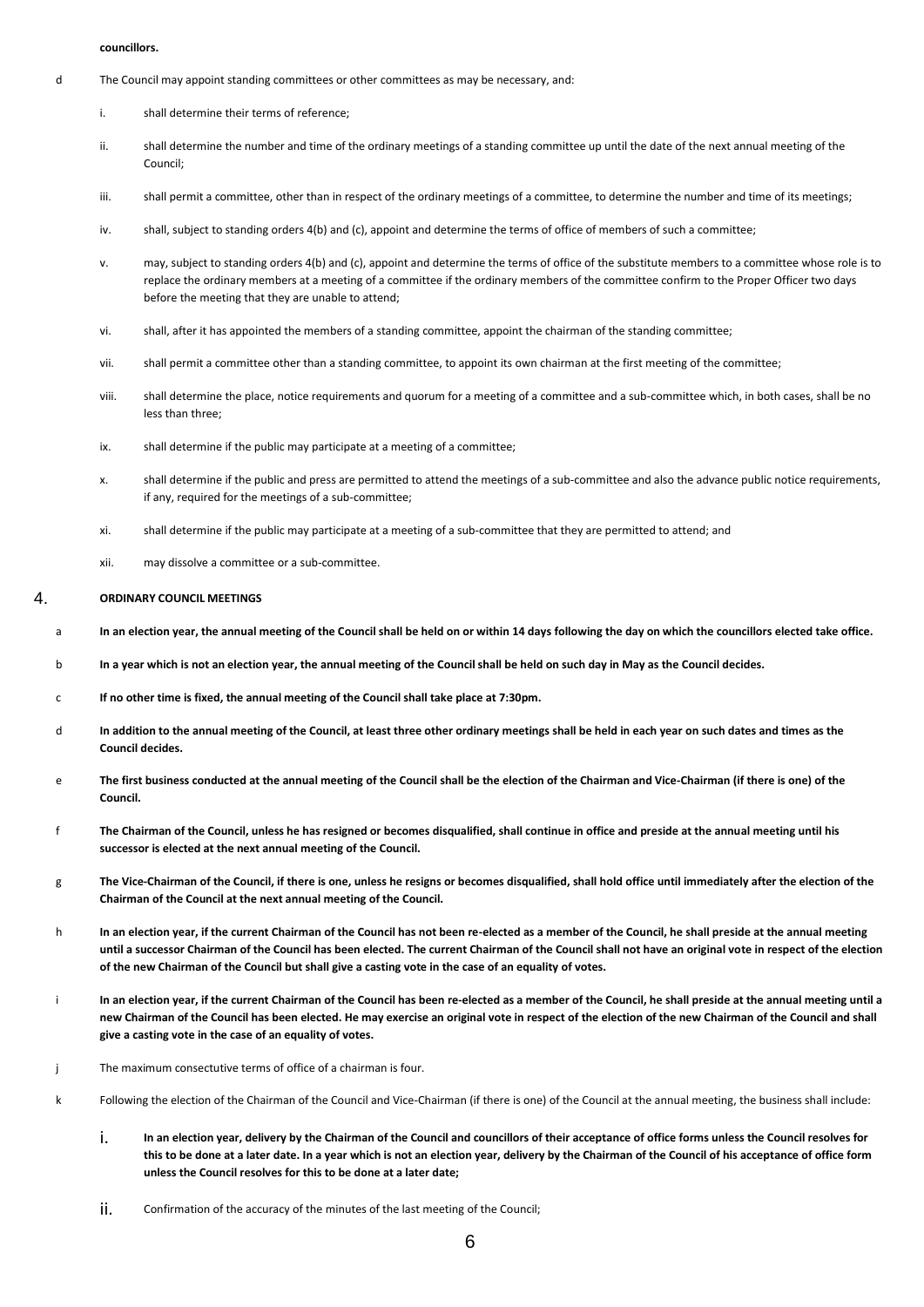**councillors.**

d The Council may appoint standing committees or other committees as may be necessary, and:

i. shall determine their terms of reference;

ii. shall determine the number and time of the ordinary meetings of a standing committee up until the date of the next annual meeting of the Council;

iii. shall permit a committee, other than in respect of the ordinary meetings of a committee, to determine the number and time of its meetings;

iv. shall, subject to standing orders 4(b) and (c), appoint and determine the terms of office of members of such a committee;

v. may, subject to standing orders 4(b) and (c), appoint and determine the terms of office of the substitute members to a committee whose role is to replace the ordinary members at a meeting of a committee if the ordinary members of the committee confirm to the Proper Officer two days before the meeting that they are unable to attend;

vi. shall, after it has appointed the members of a standing committee, appoint the chairman of the standing committee;

vii. shall permit a committee other than a standing committee, to appoint its own chairman at the first meeting of the committee;

viii. shall determine the place, notice requirements and quorum for a meeting of a committee and a sub-committee which, in both cases, shall be no less than three;

ix. shall determine if the public may participate at a meeting of a committee;

x. shall determine if the public and press are permitted to attend the meetings of a sub-committee and also the advance public notice requirements, if any, required for the meetings of a sub-committee;

xi. shall determine if the public may participate at a meeting of a sub-committee that they are permitted to attend; and

xii. may dissolve a committee or a sub-committee.

## 4. ORDINARY COUNCIL MEETINGS

a **In an election year, the annual meeting of the Council shall be held on or within 14 days following the day on which the councillors elected take office.**

b **In a year which is not an election year, the annual meeting of the Council shall be held on such day in May as the Council decides.**

c **If no other time is fixed, the annual meeting of the Council shall take place at 7:30pm.**

d **In addition to the annual meeting of the Council, at least three other ordinary meetings shall be held in each year on such dates and times as the Council decides.**

e **The first business conducted at the annual meeting of the Council shall be the election of the Chairman and Vice-Chairman (if there is one) of the Council.**

f **The Chairman of the Council, unless he has resigned or becomes disqualified, shall continue in office and preside at the annual meeting until his successor is elected at the next annual meeting of the Council.**

g **The Vice-Chairman of the Council, if there is one, unless he resigns or becomes disqualified, shall hold office until immediately after the election of the Chairman of the Council at the next annual meeting of the Council.**

h **In an election year, if the current Chairman of the Council has not been re-elected as a member of the Council, he shall preside at the annual meeting until a successor Chairman of the Council has been elected. The current Chairman of the Council shall not have an original vote in respect of the election of the new Chairman of the Council but shall give a casting vote in the case of an equality of votes.**

i **In an election year, if the current Chairman of the Council has been re-elected as a member of the Council, he shall preside at the annual meeting until a new Chairman of the Council has been elected. He may exercise an original vote in respect of the election of the new Chairman of the Council and shall give a casting vote in the case of an equality of votes.**

j The maximum consecutive terms of office of a chairman is four.

k Following the election of the Chairman of the Council and Vice-Chairman (if there is one) of the Council at the annual meeting, the business shall include:

i. **In an election year, delivery by the Chairman of the Council and councillors of their acceptance of office forms unless the Council resolves for this to be done at a later date. In a year which is not an election year, delivery by the Chairman of the Council of his acceptance of office form unless the Council resolves for this to be done at a later date;**

ii. Confirmation of the accuracy of the minutes of the last meeting of the Council;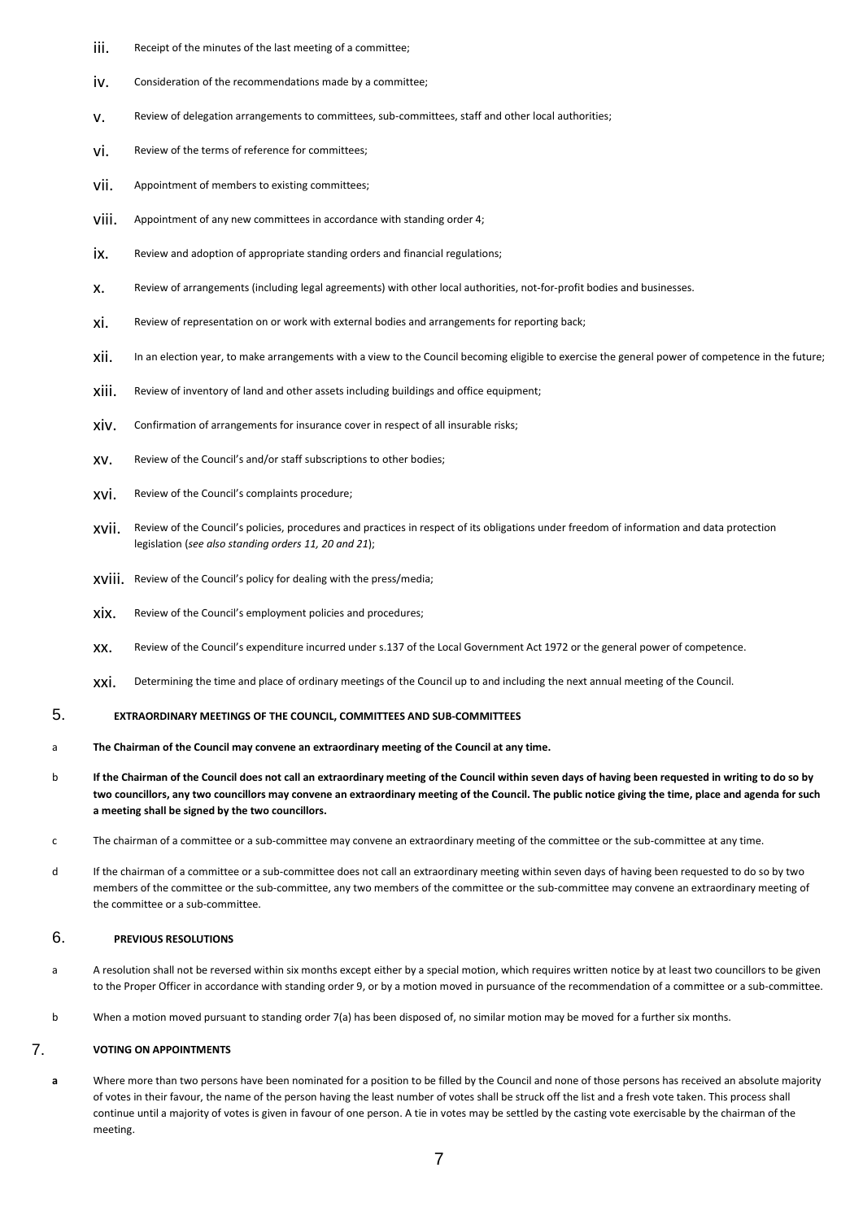iii. Receipt of the minutes of the last meeting of a committee;

iv. Consideration of the recommendations made by a committee;

v. Review of delegation arrangements to committees, sub-committees, staff and other local authorities;

vi. Review of the terms of reference for committees;

vii. Appointment of members to existing committees;

viii. Appointment of any new committees in accordance with standing order 4;

ix. Review and adoption of appropriate standing orders and financial regulations;

x. Review of arrangements (including legal agreements) with other local authorities, not-for-profit bodies and businesses.

xi. Review of representation on or work with external bodies and arrangements for reporting back;

xii. In an election year, to make arrangements with a view to the Council becoming eligible to exercise the general power of competence in the future;

xiii. Review of inventory of land and other assets including buildings and office equipment;

xiv. Confirmation of arrangements for insurance cover in respect of all insurable risks;

xv. Review of the Council's and/or staff subscriptions to other bodies;

xvi. Review of the Council's complaints procedure;

xvii. Review of the Council's policies, procedures and practices in respect of its obligations under freedom of information and data protection legislation (*see also standing orders 11, 20 and 21*);

xviii. Review of the Council's policy for dealing with the press/media;

xix. Review of the Council's employment policies and procedures;

xx. Review of the Council's expenditure incurred under s.137 of the Local Government Act 1972 or the general power of competence.

xxi. Determining the time and place of ordinary meetings of the Council up to and including the next annual meeting of the Council.

## 5. EXTRAORDINARY MEETINGS OF THE COUNCIL, COMMITTEES AND SUB-COMMITTEES

a **The Chairman of the Council may convene an extraordinary meeting of the Council at any time.**

b **If the Chairman of the Council does not call an extraordinary meeting of the Council within seven days of having been requested in writing to do so by two councillors, any two councillors may convene an extraordinary meeting of the Council. The public notice giving the time, place and agenda for such a meeting shall be signed by the two councillors.**

c The chairman of a committee or a sub-committee may convene an extraordinary meeting of the committee or the sub-committee at any time.

d If the chairman of a committee or a sub-committee does not call an extraordinary meeting within seven days of having been requested to do so by two members of the committee or the sub-committee, any two members of the committee or the sub-committee may convene an extraordinary meeting of the committee or a sub-committee.

## 6. PREVIOUS RESOLUTIONS

a A resolution shall not be reversed within six months except either by a special motion, which requires written notice by at least two councillors to be given to the Proper Officer in accordance with standing order 9, or by a motion moved in pursuance of the recommendation of a committee or a sub-committee.

b When a motion moved pursuant to standing order 7(a) has been disposed of, no similar motion may be moved for a further six months.

## 7. VOTING ON APPOINTMENTS

**a** Where more than two persons have been nominated for a position to be filled by the Council and none of those persons has received an absolute majority of votes in their favour, the name of the person having the least number of votes shall be struck off the list and a fresh vote taken. This process shall continue until a majority of votes is given in favour of one person. A tie in votes may be settled by the casting vote exercisable by the chairman of the meeting.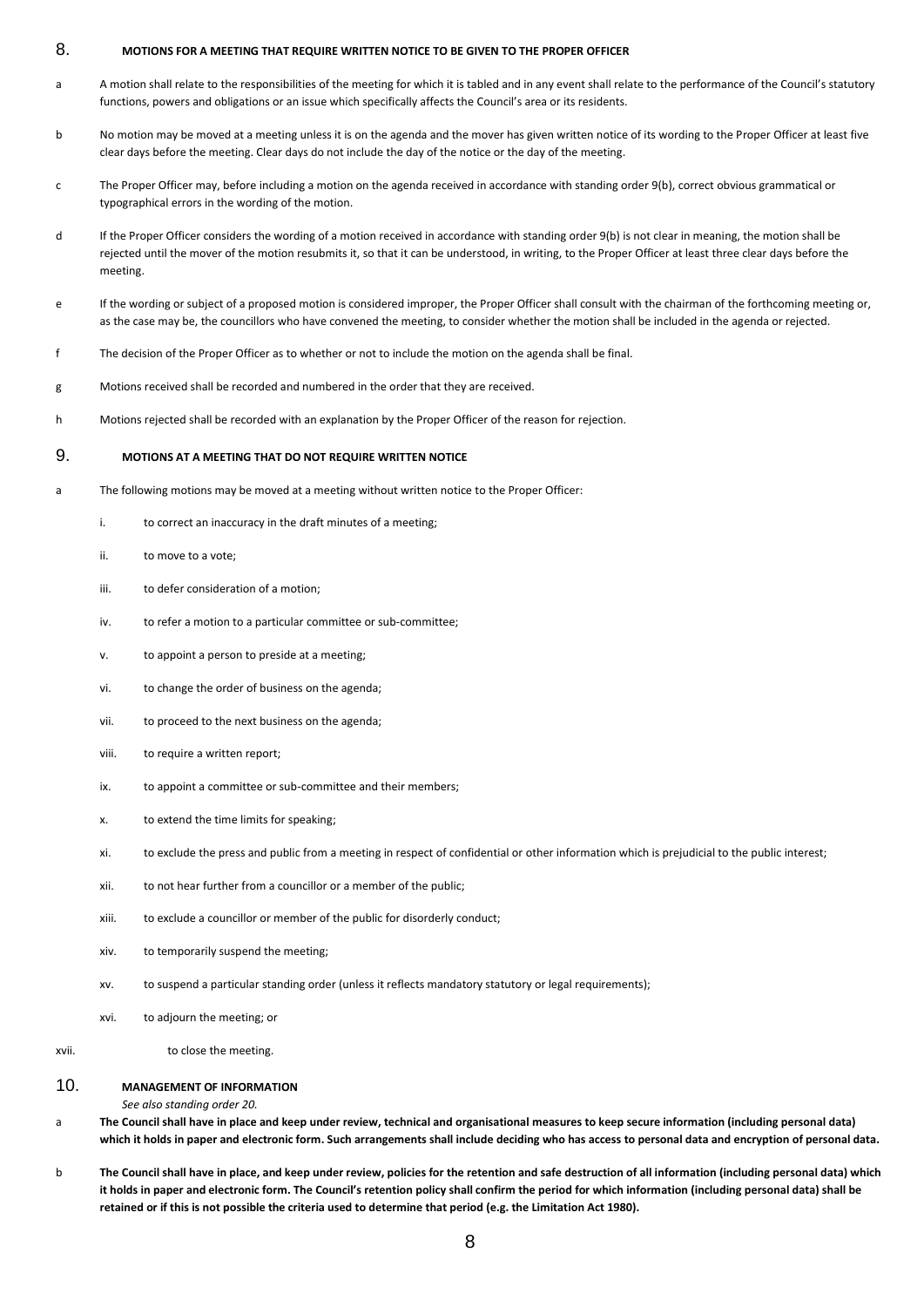## 8. MOTIONS FOR A MEETING THAT REQUIRE WRITTEN NOTICE TO BE GIVEN TO THE PROPER OFFICER

a A motion shall relate to the responsibilities of the meeting for which it is tabled and in any event shall relate to the performance of the Council's statutory functions, powers and obligations or an issue which specifically affects the Council's area or its residents.

b No motion may be moved at a meeting unless it is on the agenda and the mover has given written notice of its wording to the Proper Officer at least five clear days before the meeting. Clear days do not include the day of the notice or the day of the meeting.

c The Proper Officer may, before including a motion on the agenda received in accordance with standing order 9(b), correct obvious grammatical or typographical errors in the wording of the motion.

d If the Proper Officer considers the wording of a motion received in accordance with standing order 9(b) is not clear in meaning, the motion shall be rejected until the mover of the motion resubmits it, so that it can be understood, in writing, to the Proper Officer at least three clear days before the meeting.

e If the wording or subject of a proposed motion is considered improper, the Proper Officer shall consult with the chairman of the forthcoming meeting or, as the case may be, the councillors who have convened the meeting, to consider whether the motion shall be included in the agenda or rejected.

f The decision of the Proper Officer as to whether or not to include the motion on the agenda shall be final.

g Motions received shall be recorded and numbered in the order that they are received.

h Motions rejected shall be recorded with an explanation by the Proper Officer of the reason for rejection.

## 9. MOTIONS AT A MEETING THAT DO NOT REQUIRE WRITTEN NOTICE

a The following motions may be moved at a meeting without written notice to the Proper Officer:

- i. to correct an inaccuracy in the draft minutes of a meeting;
- ii. to move to a vote;
- iii. to defer consideration of a motion;
- iv. to refer a motion to a particular committee or sub-committee;
- v. to appoint a person to preside at a meeting;
- vi. to change the order of business on the agenda;
- vii. to proceed to the next business on the agenda;
- viii. to require a written report;
- ix. to appoint a committee or sub-committee and their members;
- x. to extend the time limits for speaking;
- xi. to exclude the press and public from a meeting in respect of confidential or other information which is prejudicial to the public interest;
- xii. to not hear further from a councillor or a member of the public;
- xiii. to exclude a councillor or member of the public for disorderly conduct;
- xiv. to temporarily suspend the meeting;
- xv. to suspend a particular standing order (unless it reflects mandatory statutory or legal requirements);
- xvi. to adjourn the meeting; or
- xvii. to close the meeting.

## 10. MANAGEMENT OF INFORMATION

*See also standing order 20.*

a **The Council shall have in place and keep under review, technical and organisational measures to keep secure information (including personal data) which it holds in paper and electronic form. Such arrangements shall include deciding who has access to personal data and encryption of personal data.**

b **The Council shall have in place, and keep under review, policies for the retention and safe destruction of all information (including personal data) which it holds in paper and electronic form. The Council's retention policy shall confirm the period for which information (including personal data) shall be retained or if this is not possible the criteria used to determine that period (e.g. the Limitation Act 1980).**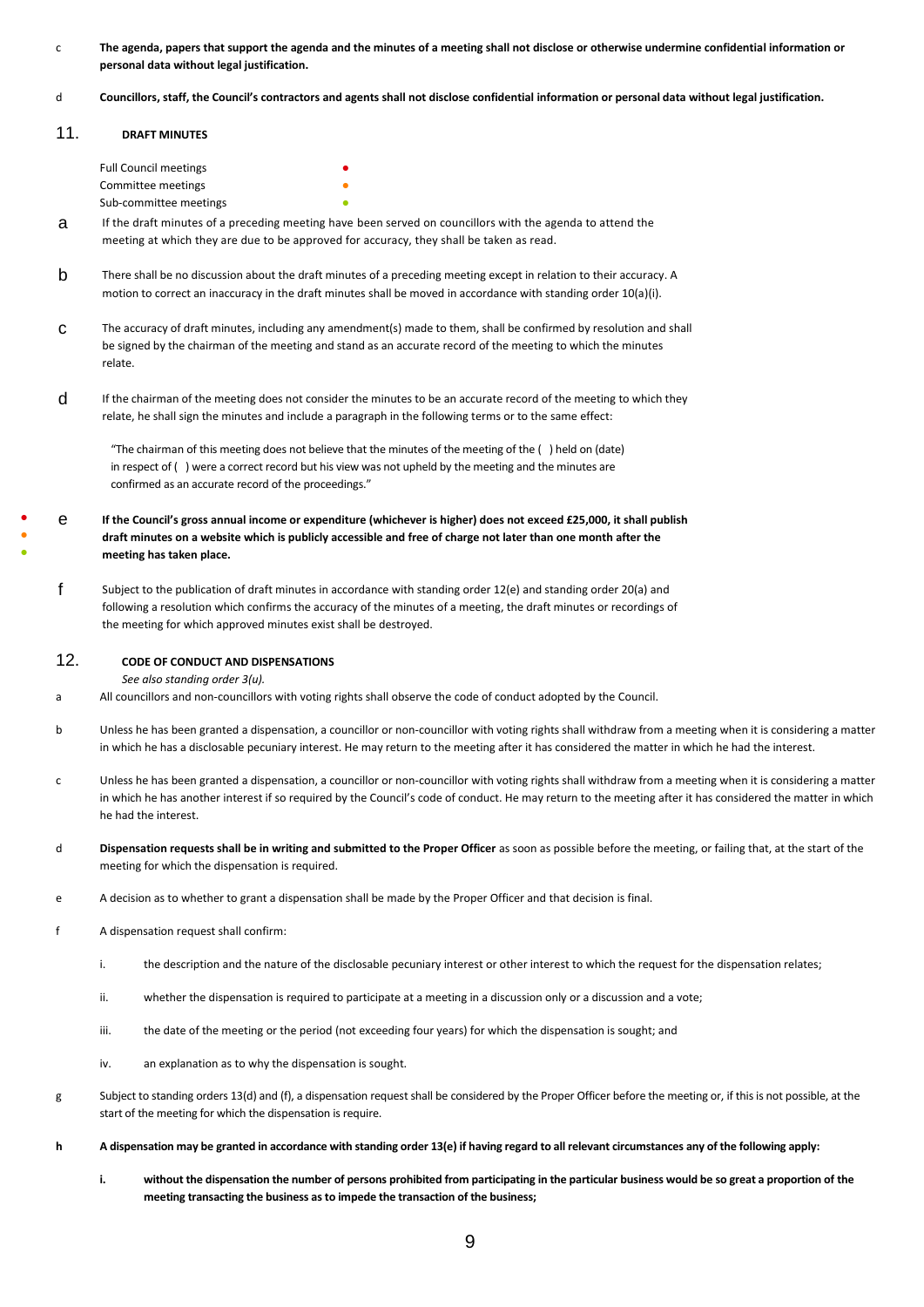c **The agenda, papers that support the agenda and the minutes of a meeting shall not disclose or otherwise undermine confidential information or personal data without legal justification.**

d **Councillors, staff, the Council's contractors and agents shall not disclose confidential information or personal data without legal justification.**

## 11. DRAFT MINUTES

Full Council meetings ●
Committee meetings ●
Sub-committee meetings ●

a If the draft minutes of a preceding meeting have been served on councillors with the agenda to attend the meeting at which they are due to be approved for accuracy, they shall be taken as read.

b There shall be no discussion about the draft minutes of a preceding meeting except in relation to their accuracy. A motion to correct an inaccuracy in the draft minutes shall be moved in accordance with standing order 10(a)(i).

c The accuracy of draft minutes, including any amendment(s) made to them, shall be confirmed by resolution and shall be signed by the chairman of the meeting and stand as an accurate record of the meeting to which the minutes relate.

d If the chairman of the meeting does not consider the minutes to be an accurate record of the meeting to which they relate, he shall sign the minutes and include a paragraph in the following terms or to the same effect:

"The chairman of this meeting does not believe that the minutes of the meeting of the ( ) held on (date) in respect of ( ) were a correct record but his view was not upheld by the meeting and the minutes are confirmed as an accurate record of the proceedings."

● ● ● e **If the Council's gross annual income or expenditure (whichever is higher) does not exceed £25,000, it shall publish draft minutes on a website which is publicly accessible and free of charge not later than one month after the meeting has taken place.**

f Subject to the publication of draft minutes in accordance with standing order 12(e) and standing order 20(a) and following a resolution which confirms the accuracy of the minutes of a meeting, the draft minutes or recordings of the meeting for which approved minutes exist shall be destroyed.

## 12. CODE OF CONDUCT AND DISPENSATIONS

*See also standing order 3(u).*

a All councillors and non-councillors with voting rights shall observe the code of conduct adopted by the Council.

b Unless he has been granted a dispensation, a councillor or non-councillor with voting rights shall withdraw from a meeting when it is considering a matter in which he has a disclosable pecuniary interest. He may return to the meeting after it has considered the matter in which he had the interest.

c Unless he has been granted a dispensation, a councillor or non-councillor with voting rights shall withdraw from a meeting when it is considering a matter in which he has another interest if so required by the Council's code of conduct. He may return to the meeting after it has considered the matter in which he had the interest.

d **Dispensation requests shall be in writing and submitted to the Proper Officer** as soon as possible before the meeting, or failing that, at the start of the meeting for which the dispensation is required.

e A decision as to whether to grant a dispensation shall be made by the Proper Officer and that decision is final.

f A dispensation request shall confirm:

i. the description and the nature of the disclosable pecuniary interest or other interest to which the request for the dispensation relates;

ii. whether the dispensation is required to participate at a meeting in a discussion only or a discussion and a vote;

iii. the date of the meeting or the period (not exceeding four years) for which the dispensation is sought; and

iv. an explanation as to why the dispensation is sought.

g Subject to standing orders 13(d) and (f), a dispensation request shall be considered by the Proper Officer before the meeting or, if this is not possible, at the start of the meeting for which the dispensation is require.

**h A dispensation may be granted in accordance with standing order 13(e) if having regard to all relevant circumstances any of the following apply:**

**i. without the dispensation the number of persons prohibited from participating in the particular business would be so great a proportion of the meeting transacting the business as to impede the transaction of the business;**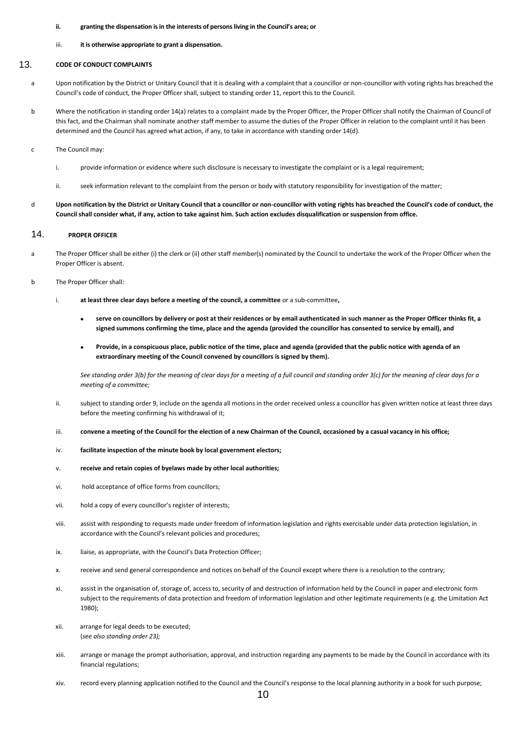- **ii. granting the dispensation is in the interests of persons living in the Council's area; or**
- iii. **it is otherwise appropriate to grant a dispensation.**

## 13. CODE OF CONDUCT COMPLAINTS

a Upon notification by the District or Unitary Council that it is dealing with a complaint that a councillor or non-councillor with voting rights has breached the Council's code of conduct, the Proper Officer shall, subject to standing order 11, report this to the Council.

b Where the notification in standing order 14(a) relates to a complaint made by the Proper Officer, the Proper Officer shall notify the Chairman of Council of this fact, and the Chairman shall nominate another staff member to assume the duties of the Proper Officer in relation to the complaint until it has been determined and the Council has agreed what action, if any, to take in accordance with standing order 14(d).

c The Council may:

- i. provide information or evidence where such disclosure is necessary to investigate the complaint or is a legal requirement;
- ii. seek information relevant to the complaint from the person or body with statutory responsibility for investigation of the matter;

d **Upon notification by the District or Unitary Council that a councillor or non-councillor with voting rights has breached the Council's code of conduct, the Council shall consider what, if any, action to take against him. Such action excludes disqualification or suspension from office.**

## 14. PROPER OFFICER

a The Proper Officer shall be either (i) the clerk or (ii) other staff member(s) nominated by the Council to undertake the work of the Proper Officer when the Proper Officer is absent.

b The Proper Officer shall:

- i. **at least three clear days before a meeting of the council, a committee** or a sub-committee**,**
  - **serve on councillors by delivery or post at their residences or by email authenticated in such manner as the Proper Officer thinks fit, a signed summons confirming the time, place and the agenda (provided the councillor has consented to service by email), and**
  - **Provide, in a conspicuous place, public notice of the time, place and agenda (provided that the public notice with agenda of an extraordinary meeting of the Council convened by councillors is signed by them).**

  *See standing order 3(b) for the meaning of clear days for a meeting of a full council and standing order 3(c) for the meaning of clear days for a meeting of a committee;*
- ii. subject to standing order 9, include on the agenda all motions in the order received unless a councillor has given written notice at least three days before the meeting confirming his withdrawal of it;
- iii. **convene a meeting of the Council for the election of a new Chairman of the Council, occasioned by a casual vacancy in his office;**
- iv. **facilitate inspection of the minute book by local government electors;**
- v. **receive and retain copies of byelaws made by other local authorities;**
- vi. hold acceptance of office forms from councillors;
- vii. hold a copy of every councillor's register of interests;
- viii. assist with responding to requests made under freedom of information legislation and rights exercisable under data protection legislation, in accordance with the Council's relevant policies and procedures;
- ix. liaise, as appropriate, with the Council's Data Protection Officer;
- x. receive and send general correspondence and notices on behalf of the Council except where there is a resolution to the contrary;
- xi. assist in the organisation of, storage of, access to, security of and destruction of information held by the Council in paper and electronic form subject to the requirements of data protection and freedom of information legislation and other legitimate requirements (e.g. the Limitation Act 1980);
- xii. arrange for legal deeds to be executed;
  (*see also standing order 23);*
- xiii. arrange or manage the prompt authorisation, approval, and instruction regarding any payments to be made by the Council in accordance with its financial regulations;
- xiv. record every planning application notified to the Council and the Council's response to the local planning authority in a book for such purpose;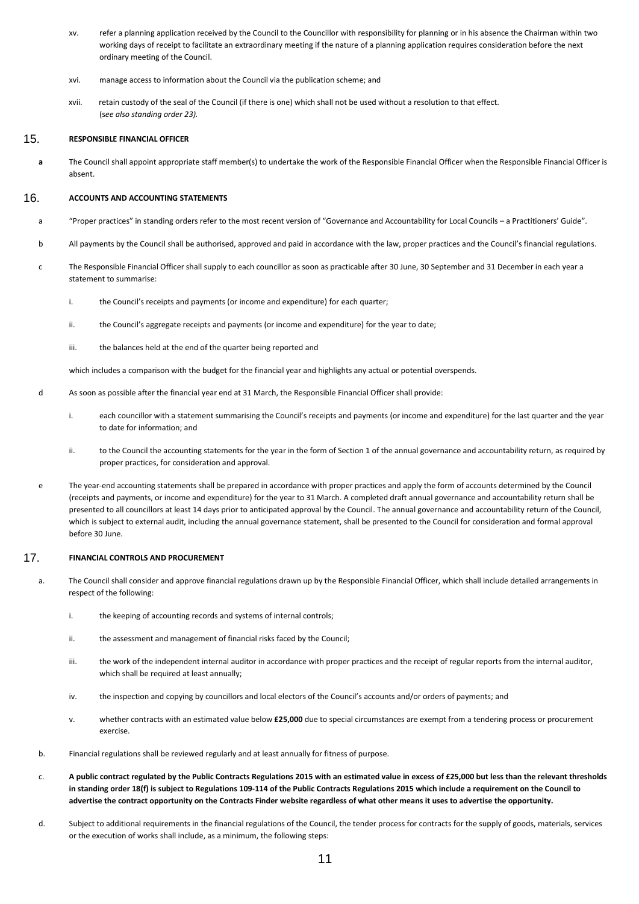xv. refer a planning application received by the Council to the Councillor with responsibility for planning or in his absence the Chairman within two working days of receipt to facilitate an extraordinary meeting if the nature of a planning application requires consideration before the next ordinary meeting of the Council.

xvi. manage access to information about the Council via the publication scheme; and

xvii. retain custody of the seal of the Council (if there is one) which shall not be used without a resolution to that effect. (*see also standing order 23).*

## 15. RESPONSIBLE FINANCIAL OFFICER

**a** The Council shall appoint appropriate staff member(s) to undertake the work of the Responsible Financial Officer when the Responsible Financial Officer is absent.

## 16. ACCOUNTS AND ACCOUNTING STATEMENTS

a "Proper practices" in standing orders refer to the most recent version of "Governance and Accountability for Local Councils – a Practitioners' Guide".

b All payments by the Council shall be authorised, approved and paid in accordance with the law, proper practices and the Council's financial regulations.

c The Responsible Financial Officer shall supply to each councillor as soon as practicable after 30 June, 30 September and 31 December in each year a statement to summarise:

i. the Council's receipts and payments (or income and expenditure) for each quarter;

ii. the Council's aggregate receipts and payments (or income and expenditure) for the year to date;

iii. the balances held at the end of the quarter being reported and

which includes a comparison with the budget for the financial year and highlights any actual or potential overspends.

d As soon as possible after the financial year end at 31 March, the Responsible Financial Officer shall provide:

i. each councillor with a statement summarising the Council's receipts and payments (or income and expenditure) for the last quarter and the year to date for information; and

ii. to the Council the accounting statements for the year in the form of Section 1 of the annual governance and accountability return, as required by proper practices, for consideration and approval.

e The year-end accounting statements shall be prepared in accordance with proper practices and apply the form of accounts determined by the Council (receipts and payments, or income and expenditure) for the year to 31 March. A completed draft annual governance and accountability return shall be presented to all councillors at least 14 days prior to anticipated approval by the Council. The annual governance and accountability return of the Council, which is subject to external audit, including the annual governance statement, shall be presented to the Council for consideration and formal approval before 30 June.

## 17. FINANCIAL CONTROLS AND PROCUREMENT

a. The Council shall consider and approve financial regulations drawn up by the Responsible Financial Officer, which shall include detailed arrangements in respect of the following:

i. the keeping of accounting records and systems of internal controls;

ii. the assessment and management of financial risks faced by the Council;

iii. the work of the independent internal auditor in accordance with proper practices and the receipt of regular reports from the internal auditor, which shall be required at least annually;

iv. the inspection and copying by councillors and local electors of the Council's accounts and/or orders of payments; and

v. whether contracts with an estimated value below **£25,000** due to special circumstances are exempt from a tendering process or procurement exercise.

b. Financial regulations shall be reviewed regularly and at least annually for fitness of purpose.

c. **A public contract regulated by the Public Contracts Regulations 2015 with an estimated value in excess of £25,000 but less than the relevant thresholds in standing order 18(f) is subject to Regulations 109-114 of the Public Contracts Regulations 2015 which include a requirement on the Council to advertise the contract opportunity on the Contracts Finder website regardless of what other means it uses to advertise the opportunity.**

d. Subject to additional requirements in the financial regulations of the Council, the tender process for contracts for the supply of goods, materials, services or the execution of works shall include, as a minimum, the following steps: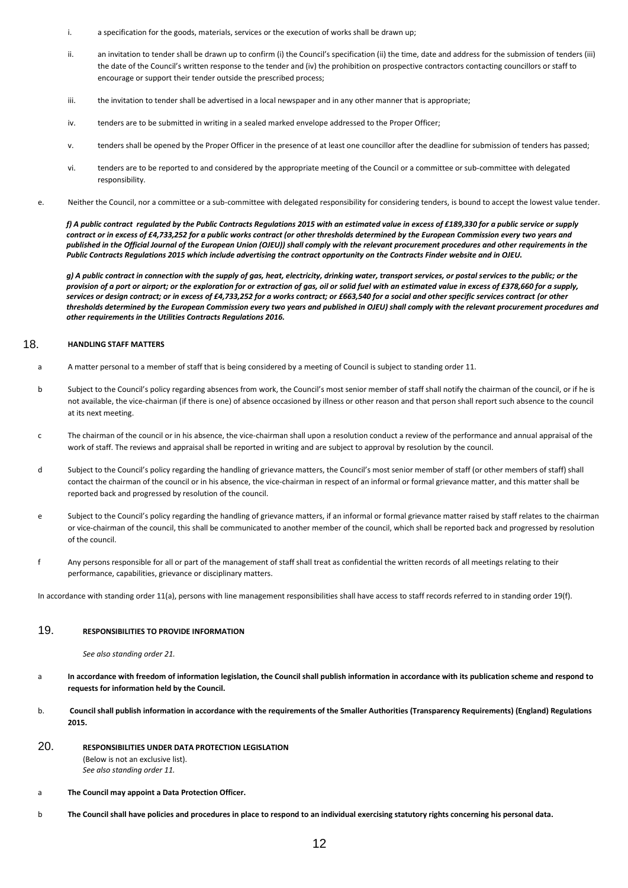i. a specification for the goods, materials, services or the execution of works shall be drawn up;

ii. an invitation to tender shall be drawn up to confirm (i) the Council's specification (ii) the time, date and address for the submission of tenders (iii) the date of the Council's written response to the tender and (iv) the prohibition on prospective contractors contacting councillors or staff to encourage or support their tender outside the prescribed process;

iii. the invitation to tender shall be advertised in a local newspaper and in any other manner that is appropriate;

iv. tenders are to be submitted in writing in a sealed marked envelope addressed to the Proper Officer;

v. tenders shall be opened by the Proper Officer in the presence of at least one councillor after the deadline for submission of tenders has passed;

vi. tenders are to be reported to and considered by the appropriate meeting of the Council or a committee or sub-committee with delegated responsibility.

e. Neither the Council, nor a committee or a sub-committee with delegated responsibility for considering tenders, is bound to accept the lowest value tender.

***f) A public contract regulated by the Public Contracts Regulations 2015 with an estimated value in excess of £189,330 for a public service or supply contract or in excess of £4,733,252 for a public works contract (or other thresholds determined by the European Commission every two years and published in the Official Journal of the European Union (OJEU)) shall comply with the relevant procurement procedures and other requirements in the Public Contracts Regulations 2015 which include advertising the contract opportunity on the Contracts Finder website and in OJEU.***

***g) A public contract in connection with the supply of gas, heat, electricity, drinking water, transport services, or postal services to the public; or the provision of a port or airport; or the exploration for or extraction of gas, oil or solid fuel with an estimated value in excess of £378,660 for a supply, services or design contract; or in excess of £4,733,252 for a works contract; or £663,540 for a social and other specific services contract (or other thresholds determined by the European Commission every two years and published in OJEU) shall comply with the relevant procurement procedures and other requirements in the Utilities Contracts Regulations 2016.***

## 18. HANDLING STAFF MATTERS

a A matter personal to a member of staff that is being considered by a meeting of Council is subject to standing order 11.

b Subject to the Council's policy regarding absences from work, the Council's most senior member of staff shall notify the chairman of the council, or if he is not available, the vice-chairman (if there is one) of absence occasioned by illness or other reason and that person shall report such absence to the council at its next meeting.

c The chairman of the council or in his absence, the vice-chairman shall upon a resolution conduct a review of the performance and annual appraisal of the work of staff. The reviews and appraisal shall be reported in writing and are subject to approval by resolution by the council.

d Subject to the Council's policy regarding the handling of grievance matters, the Council's most senior member of staff (or other members of staff) shall contact the chairman of the council or in his absence, the vice-chairman in respect of an informal or formal grievance matter, and this matter shall be reported back and progressed by resolution of the council.

e Subject to the Council's policy regarding the handling of grievance matters, if an informal or formal grievance matter raised by staff relates to the chairman or vice-chairman of the council, this shall be communicated to another member of the council, which shall be reported back and progressed by resolution of the council.

f Any persons responsible for all or part of the management of staff shall treat as confidential the written records of all meetings relating to their performance, capabilities, grievance or disciplinary matters.

In accordance with standing order 11(a), persons with line management responsibilities shall have access to staff records referred to in standing order 19(f).

## 19. RESPONSIBILITIES TO PROVIDE INFORMATION

*See also standing order 21.*

a **In accordance with freedom of information legislation, the Council shall publish information in accordance with its publication scheme and respond to requests for information held by the Council.**

b. **Council shall publish information in accordance with the requirements of the Smaller Authorities (Transparency Requirements) (England) Regulations 2015.**

## 20. RESPONSIBILITIES UNDER DATA PROTECTION LEGISLATION

(Below is not an exclusive list).
*See also standing order 11.*

a **The Council may appoint a Data Protection Officer.**

b **The Council shall have policies and procedures in place to respond to an individual exercising statutory rights concerning his personal data.**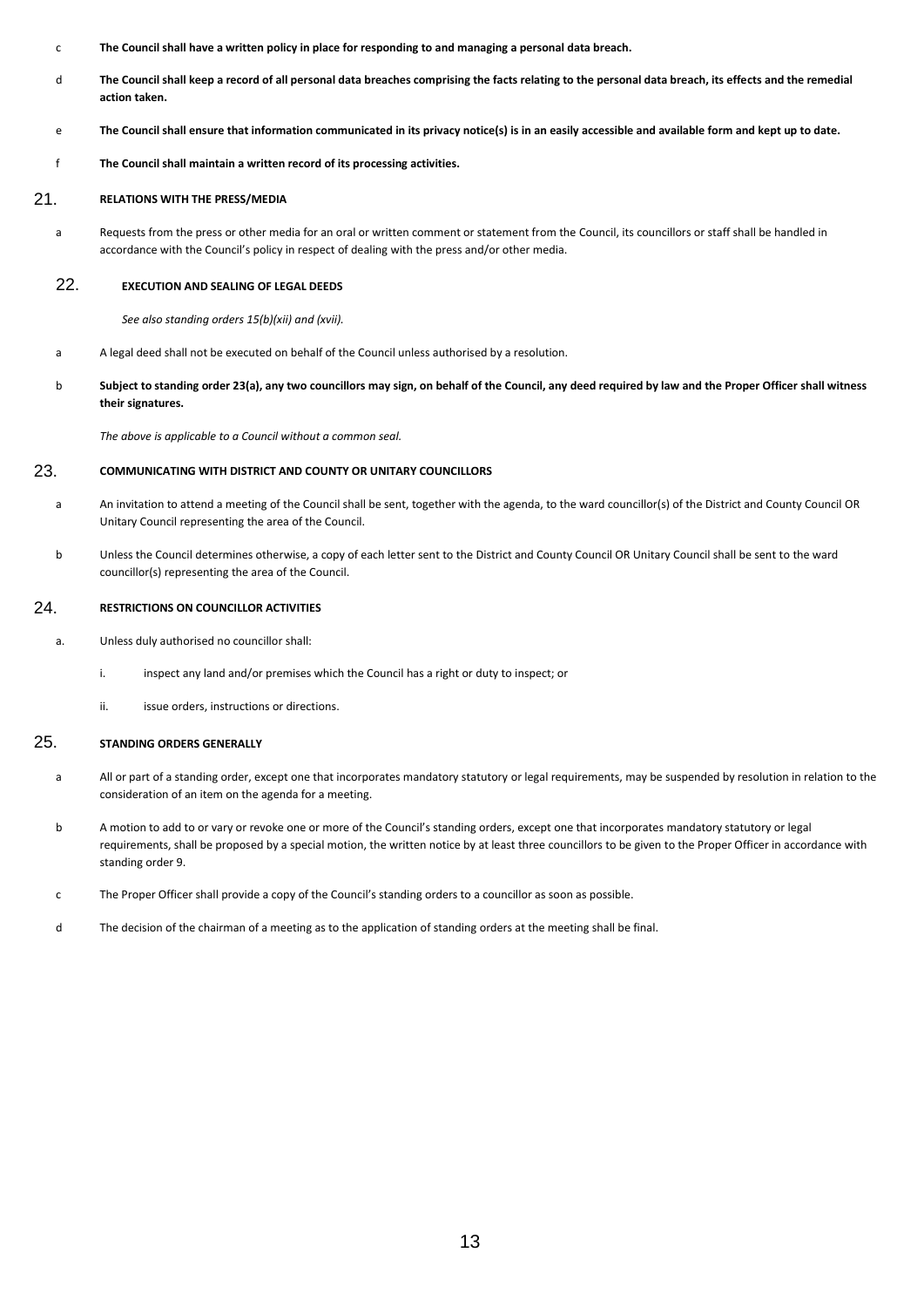c **The Council shall have a written policy in place for responding to and managing a personal data breach.**

d **The Council shall keep a record of all personal data breaches comprising the facts relating to the personal data breach, its effects and the remedial action taken.**

e **The Council shall ensure that information communicated in its privacy notice(s) is in an easily accessible and available form and kept up to date.**

f **The Council shall maintain a written record of its processing activities.**

## 21. RELATIONS WITH THE PRESS/MEDIA

a Requests from the press or other media for an oral or written comment or statement from the Council, its councillors or staff shall be handled in accordance with the Council's policy in respect of dealing with the press and/or other media.

## 22. EXECUTION AND SEALING OF LEGAL DEEDS

*See also standing orders 15(b)(xii) and (xvii).*

a A legal deed shall not be executed on behalf of the Council unless authorised by a resolution.

b **Subject to standing order 23(a), any two councillors may sign, on behalf of the Council, any deed required by law and the Proper Officer shall witness their signatures.**

*The above is applicable to a Council without a common seal.*

## 23. COMMUNICATING WITH DISTRICT AND COUNTY OR UNITARY COUNCILLORS

a An invitation to attend a meeting of the Council shall be sent, together with the agenda, to the ward councillor(s) of the District and County Council OR Unitary Council representing the area of the Council.

b Unless the Council determines otherwise, a copy of each letter sent to the District and County Council OR Unitary Council shall be sent to the ward councillor(s) representing the area of the Council.

## 24. RESTRICTIONS ON COUNCILLOR ACTIVITIES

a. Unless duly authorised no councillor shall:

i. inspect any land and/or premises which the Council has a right or duty to inspect; or

ii. issue orders, instructions or directions.

## 25. STANDING ORDERS GENERALLY

a All or part of a standing order, except one that incorporates mandatory statutory or legal requirements, may be suspended by resolution in relation to the consideration of an item on the agenda for a meeting.

b A motion to add to or vary or revoke one or more of the Council's standing orders, except one that incorporates mandatory statutory or legal requirements, shall be proposed by a special motion, the written notice by at least three councillors to be given to the Proper Officer in accordance with standing order 9.

c The Proper Officer shall provide a copy of the Council's standing orders to a councillor as soon as possible.

d The decision of the chairman of a meeting as to the application of standing orders at the meeting shall be final.